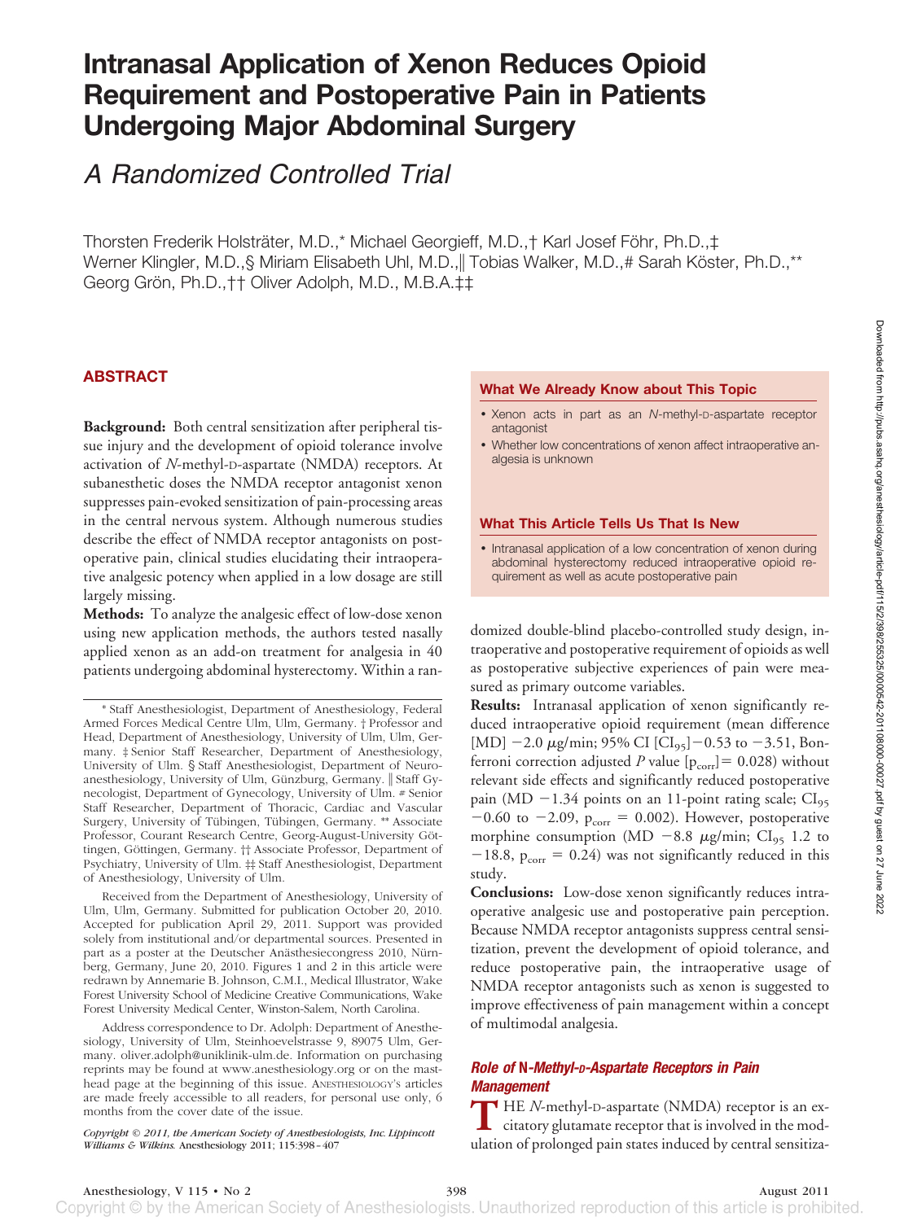# Intranasal Application of Xenon Reduces Opioid Requirement and Postoperative Pain in Patients Undergoing Major Abdominal Surgery

## *A Randomized Controlled Trial*

Thorsten Frederik Holsträter, M.D.,* Michael Georgieff, M.D.,† Karl Josef Föhr, Ph.D.,‡ Werner Klingler, M.D.,§ Miriam Elisabeth Uhl, M.D.,|| Tobias Walker, M.D.,# Sarah Köster, Ph.D.,** Georg Grön, Ph.D.,†† Oliver Adolph, M.D., M.B.A.‡‡

### ABSTRACT

**Background:** Both central sensitization after peripheral tissue injury and the development of opioid tolerance involve activation of *N*-methyl-D-aspartate (NMDA) receptors. At subanesthetic doses the NMDA receptor antagonist xenon suppresses pain-evoked sensitization of pain-processing areas in the central nervous system. Although numerous studies describe the effect of NMDA receptor antagonists on postoperative pain, clinical studies elucidating their intraoperative analgesic potency when applied in a low dosage are still largely missing.

**Methods:** To analyze the analgesic effect of low-dose xenon using new application methods, the authors tested nasally applied xenon as an add-on treatment for analgesia in 40 patients undergoing abdominal hysterectomy. Within a randomized double-blind placebo-controlled study design, intraoperative and postoperative requirement of opioids as well as postoperative subjective experiences of pain were measured as primary outcome variables.

**Results:** Intranasal application of xenon significantly reduced intraoperative opioid requirement (mean difference [MD] −2.0 μg/min; 95% CI [$CI_{95}$]−0.53 to −3.51, Bonferroni correction adjusted *P* value [$p_{corr}$]= 0.028) without relevant side effects and significantly reduced postoperative pain (MD −1.34 points on an 11-point rating scale; $CI_{95}$ −0.60 to −2.09, $p_{corr}$ = 0.002). However, postoperative morphine consumption (MD −8.8 μg/min; $CI_{95}$ 1.2 to −18.8, $p_{corr}$ = 0.24) was not significantly reduced in this study.

**Conclusions:** Low-dose xenon significantly reduces intraoperative analgesic use and postoperative pain perception. Because NMDA receptor antagonists suppress central sensitization, prevent the development of opioid tolerance, and reduce postoperative pain, the intraoperative usage of NMDA receptor antagonists such as xenon is suggested to improve effectiveness of pain management within a concept of multimodal analgesia.

#### What We Already Know about This Topic

- Xenon acts in part as an *N*-methyl-D-aspartate receptor antagonist
- Whether low concentrations of xenon affect intraoperative analgesia is unknown

#### What This Article Tells Us That Is New

- Intranasal application of a low concentration of xenon during abdominal hysterectomy reduced intraoperative opioid requirement as well as acute postoperative pain

\* Staff Anesthesiologist, Department of Anesthesiology, Federal Armed Forces Medical Centre Ulm, Ulm, Germany. † Professor and Head, Department of Anesthesiology, University of Ulm, Ulm, Germany. ‡ Senior Staff Researcher, Department of Anesthesiology, University of Ulm. § Staff Anesthesiologist, Department of Neuroanesthesiology, University of Ulm, Günzburg, Germany. || Staff Gynecologist, Department of Gynecology, University of Ulm. # Senior Staff Researcher, Department of Thoracic, Cardiac and Vascular Surgery, University of Tübingen, Tübingen, Germany. ** Associate Professor, Courant Research Centre, Georg-August-University Göttingen, Göttingen, Germany. †† Associate Professor, Department of Psychiatry, University of Ulm. ‡‡ Staff Anesthesiologist, Department of Anesthesiology, University of Ulm.

Received from the Department of Anesthesiology, University of Ulm, Ulm, Germany. Submitted for publication October 20, 2010. Accepted for publication April 29, 2011. Support was provided solely from institutional and/or departmental sources. Presented in part as a poster at the Deutscher Anästhesiecongress 2010, Nürnberg, Germany, June 20, 2010. Figures 1 and 2 in this article were redrawn by Annemarie B. Johnson, C.M.I., Medical Illustrator, Wake Forest University School of Medicine Creative Communications, Wake Forest University Medical Center, Winston-Salem, North Carolina.

Address correspondence to Dr. Adolph: Department of Anesthesiology, University of Ulm, Steinhoevelstrasse 9, 89075 Ulm, Germany. oliver.adolph@uniklinik-ulm.de. Information on purchasing reprints may be found at www.anesthesiology.org or on the masthead page at the beginning of this issue. ANESTHESIOLOGY's articles are made freely accessible to all readers, for personal use only, 6 months from the cover date of the issue.

*Copyright © 2011, the American Society of Anesthesiologists, Inc. Lippincott Williams & Wilkins.* Anesthesiology 2011; 115:398–407

### *Role of N-Methyl-D-Aspartate Receptors in Pain Management*

THE *N*-methyl-D-aspartate (NMDA) receptor is an excitatory glutamate receptor that is involved in the modulation of prolonged pain states induced by central sensitiza-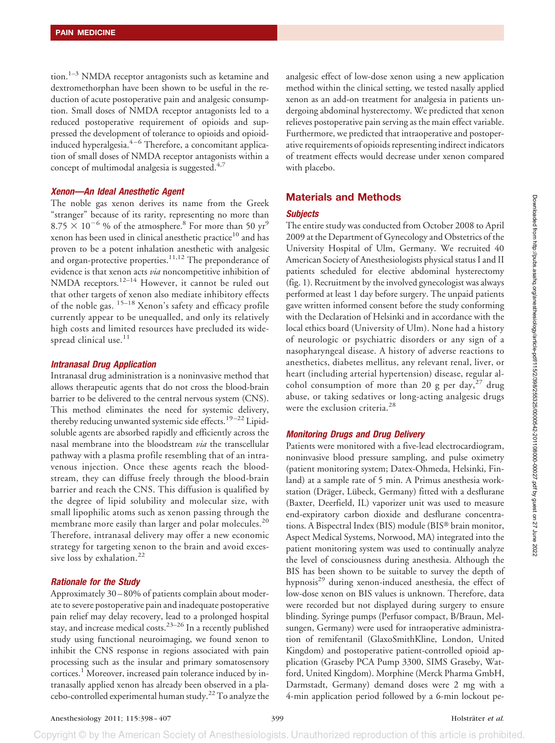tion.[1–3] NMDA receptor antagonists such as ketamine and dextromethorphan have been shown to be useful in the reduction of acute postoperative pain and analgesic consumption. Small doses of NMDA receptor antagonists led to a reduced postoperative requirement of opioids and suppressed the development of tolerance to opioids and opioid-induced hyperalgesia.[4–6] Therefore, a concomitant application of small doses of NMDA receptor antagonists within a concept of multimodal analgesia is suggested.[4,7]

### *Xenon—An Ideal Anesthetic Agent*

The noble gas xenon derives its name from the Greek "stranger" because of its rarity, representing no more than $8.75 \times 10^{-6}$ % of the atmosphere.[8] For more than 50 yr[9] xenon has been used in clinical anesthetic practice[10] and has proven to be a potent inhalation anesthetic with analgesic and organ-protective properties.[11,12] The preponderance of evidence is that xenon acts *via* noncompetitive inhibition of NMDA receptors.[12–14] However, it cannot be ruled out that other targets of xenon also mediate inhibitory effects of the noble gas. [15–18] Xenon's safety and efficacy profile currently appear to be unequalled, and only its relatively high costs and limited resources have precluded its widespread clinical use.[11]

### *Intranasal Drug Application*

Intranasal drug administration is a noninvasive method that allows therapeutic agents that do not cross the blood-brain barrier to be delivered to the central nervous system (CNS). This method eliminates the need for systemic delivery, thereby reducing unwanted systemic side effects.[19–22] Lipid-soluble agents are absorbed rapidly and efficiently across the nasal membrane into the bloodstream *via* the transcellular pathway with a plasma profile resembling that of an intravenous injection. Once these agents reach the bloodstream, they can diffuse freely through the blood-brain barrier and reach the CNS. This diffusion is qualified by the degree of lipid solubility and molecular size, with small lipophilic atoms such as xenon passing through the membrane more easily than larger and polar molecules.[20] Therefore, intranasal delivery may offer a new economic strategy for targeting xenon to the brain and avoid excessive loss by exhalation.[22]

### *Rationale for the Study*

Approximately 30–80% of patients complain about moderate to severe postoperative pain and inadequate postoperative pain relief may delay recovery, lead to a prolonged hospital stay, and increase medical costs.[23–26] In a recently published study using functional neuroimaging, we found xenon to inhibit the CNS response in regions associated with pain processing such as the insular and primary somatosensory cortices.[1] Moreover, increased pain tolerance induced by intranasally applied xenon has already been observed in a placebo-controlled experimental human study.[22] To analyze the analgesic effect of low-dose xenon using a new application method within the clinical setting, we tested nasally applied xenon as an add-on treatment for analgesia in patients undergoing abdominal hysterectomy. We predicted that xenon relieves postoperative pain serving as the main effect variable. Furthermore, we predicted that intraoperative and postoperative requirements of opioids representing indirect indicators of treatment effects would decrease under xenon compared with placebo.

## Materials and Methods

### *Subjects*

The entire study was conducted from October 2008 to April 2009 at the Department of Gynecology and Obstetrics of the University Hospital of Ulm, Germany. We recruited 40 American Society of Anesthesiologists physical status I and II patients scheduled for elective abdominal hysterectomy (fig. 1). Recruitment by the involved gynecologist was always performed at least 1 day before surgery. The unpaid patients gave written informed consent before the study conforming with the Declaration of Helsinki and in accordance with the local ethics board (University of Ulm). None had a history of neurologic or psychiatric disorders or any sign of a nasopharyngeal disease. A history of adverse reactions to anesthetics, diabetes mellitus, any relevant renal, liver, or heart (including arterial hypertension) disease, regular alcohol consumption of more than 20 g per day,[27] drug abuse, or taking sedatives or long-acting analgesic drugs were the exclusion criteria.[28]

### *Monitoring Drugs and Drug Delivery*

Patients were monitored with a five-lead electrocardiogram, noninvasive blood pressure sampling, and pulse oximetry (patient monitoring system; Datex-Ohmeda, Helsinki, Finland) at a sample rate of 5 min. A Primus anesthesia workstation (Dräger, Lübeck, Germany) fitted with a desflurane (Baxter, Deerfield, IL) vaporizer unit was used to measure end-expiratory carbon dioxide and desflurane concentrations. A Bispectral Index (BIS) module (BIS® brain monitor, Aspect Medical Systems, Norwood, MA) integrated into the patient monitoring system was used to continually analyze the level of consciousness during anesthesia. Although the BIS has been shown to be suitable to survey the depth of hypnosis[29] during xenon-induced anesthesia, the effect of low-dose xenon on BIS values is unknown. Therefore, data were recorded but not displayed during surgery to ensure blinding. Syringe pumps (Perfusor compact, B/Braun, Melsungen, Germany) were used for intraoperative administration of remifentanil (GlaxoSmithKline, London, United Kingdom) and postoperative patient-controlled opioid application (Graseby PCA Pump 3300, SIMS Graseby, Watford, United Kingdom). Morphine (Merck Pharma GmbH, Darmstadt, Germany) demand doses were 2 mg with a 4-min application period followed by a 6-min lockout pe-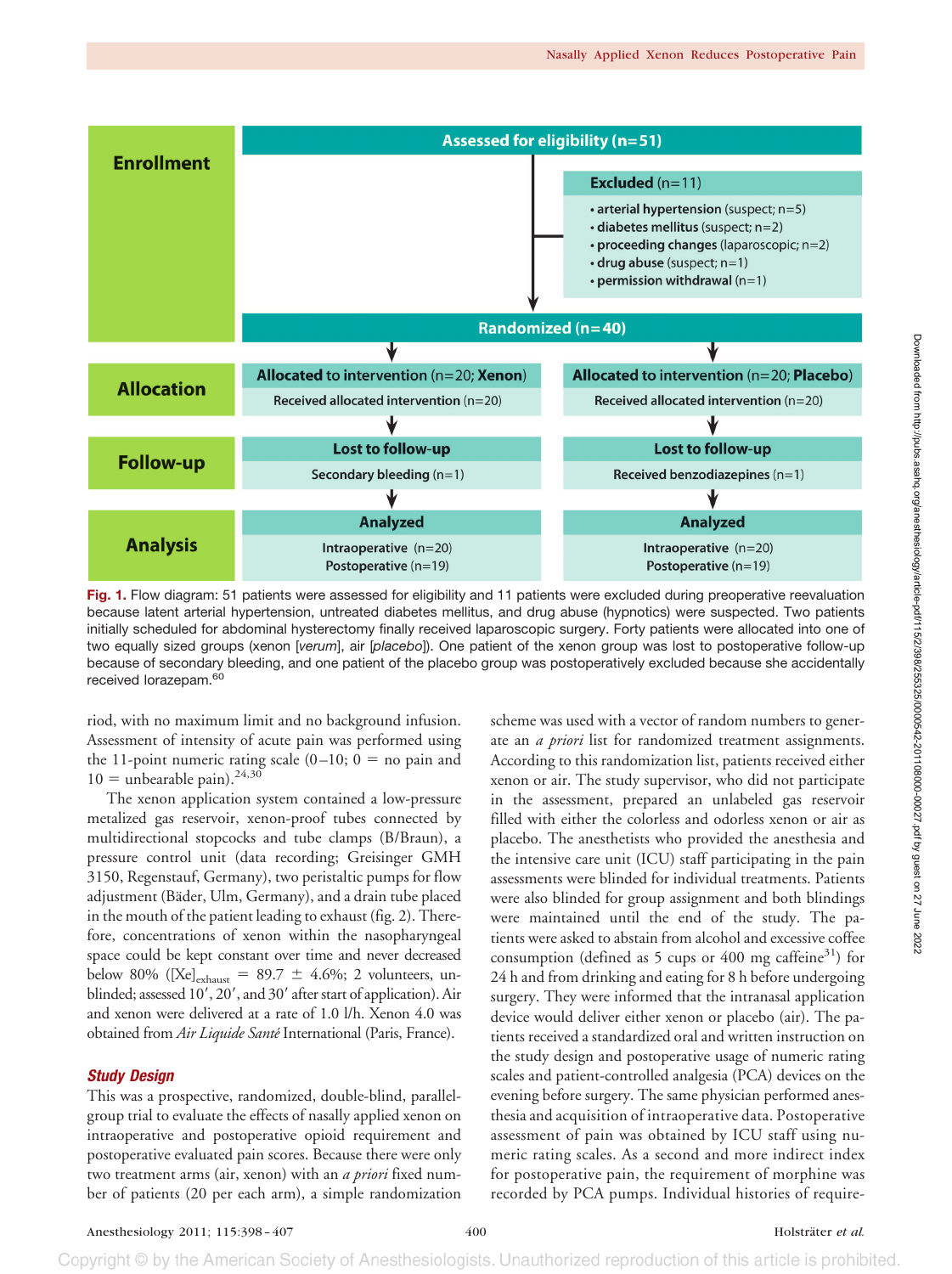Enrollment

Assessed for eligibility (n=51)

**Excluded** (n=11)
- **arterial hypertension** (suspect; n=5)
- **diabetes mellitus** (suspect; n=2)
- **proceeding changes** (laparoscopic; n=2)
- **drug abuse** (suspect; n=1)
- **permission withdrawal** (n=1)

Randomized (n=40)

| | Xenon | Placebo |
|---|---|---|
| **Allocation** | **Allocated to intervention** (n=20; **Xenon**) Received allocated intervention (n=20) | **Allocated to intervention** (n=20; **Placebo**) Received allocated intervention (n=20) |
| **Follow-up** | **Lost to follow-up** Secondary bleeding (n=1) | **Lost to follow-up** Received benzodiazepines (n=1) |
| **Analysis** | **Analyzed** Intraoperative (n=20) Postoperative (n=19) | **Analyzed** Intraoperative (n=20) Postoperative (n=19) |

**Fig. 1.** Flow diagram: 51 patients were assessed for eligibility and 11 patients were excluded during preoperative reevaluation because latent arterial hypertension, untreated diabetes mellitus, and drug abuse (hypnotics) were suspected. Two patients initially scheduled for abdominal hysterectomy finally received laparoscopic surgery. Forty patients were allocated into one of two equally sized groups (xenon [*verum*], air [*placebo*]). One patient of the xenon group was lost to postoperative follow-up because of secondary bleeding, and one patient of the placebo group was postoperatively excluded because she accidentally received lorazepam.[60]

riod, with no maximum limit and no background infusion. Assessment of intensity of acute pain was performed using the 11-point numeric rating scale (0–10; 0 = no pain and 10 = unbearable pain).[24,30]

The xenon application system contained a low-pressure metalized gas reservoir, xenon-proof tubes connected by multidirectional stopcocks and tube clamps (B/Braun), a pressure control unit (data recording; Greisinger GMH 3150, Regenstauf, Germany), two peristaltic pumps for flow adjustment (Bäder, Ulm, Germany), and a drain tube placed in the mouth of the patient leading to exhaust (fig. 2). Therefore, concentrations of xenon within the nasopharyngeal space could be kept constant over time and never decreased below 80% ($[Xe]_{exhaust}$ = 89.7 ± 4.6%; 2 volunteers, unblinded; assessed 10′, 20′, and 30′ after start of application). Air and xenon were delivered at a rate of 1.0 l/h. Xenon 4.0 was obtained from *Air Liquide Santé* International (Paris, France).

### *Study Design*

This was a prospective, randomized, double-blind, parallel-group trial to evaluate the effects of nasally applied xenon on intraoperative and postoperative opioid requirement and postoperative evaluated pain scores. Because there were only two treatment arms (air, xenon) with an *a priori* fixed number of patients (20 per each arm), a simple randomization scheme was used with a vector of random numbers to generate an *a priori* list for randomized treatment assignments. According to this randomization list, patients received either xenon or air. The study supervisor, who did not participate in the assessment, prepared an unlabeled gas reservoir filled with either the colorless and odorless xenon or air as placebo. The anesthetists who provided the anesthesia and the intensive care unit (ICU) staff participating in the pain assessments were blinded for individual treatments. Patients were also blinded for group assignment and both blindings were maintained until the end of the study. The patients were asked to abstain from alcohol and excessive coffee consumption (defined as 5 cups or 400 mg caffeine[31]) for 24 h and from drinking and eating for 8 h before undergoing surgery. They were informed that the intranasal application device would deliver either xenon or placebo (air). The patients received a standardized oral and written instruction on the study design and postoperative usage of numeric rating scales and patient-controlled analgesia (PCA) devices on the evening before surgery. The same physician performed anesthesia and acquisition of intraoperative data. Postoperative assessment of pain was obtained by ICU staff using numeric rating scales. As a second and more indirect index for postoperative pain, the requirement of morphine was recorded by PCA pumps. Individual histories of require-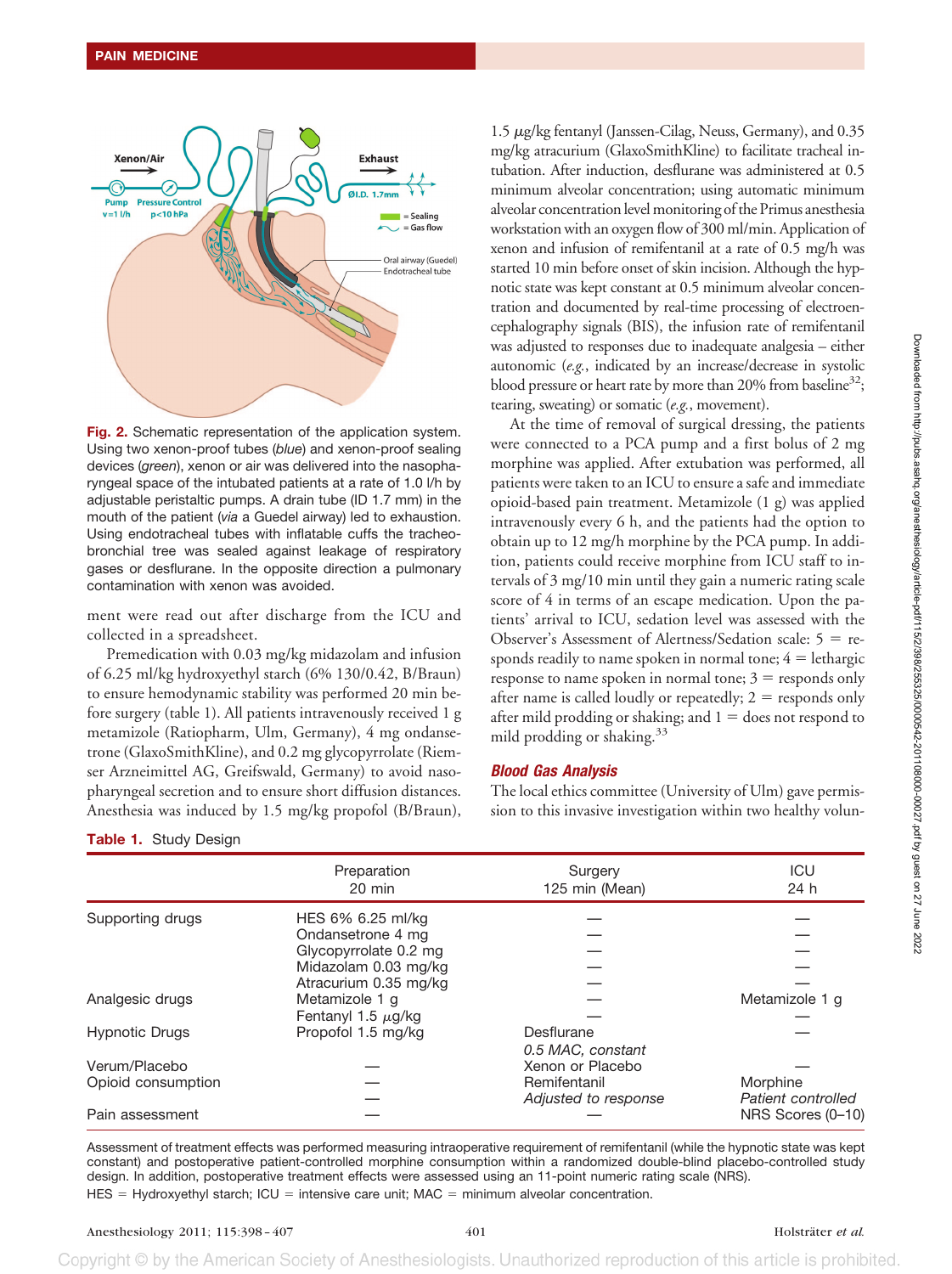Fig. 2. Schematic representation of the application system. Using two xenon-proof tubes (*blue*) and xenon-proof sealing devices (*green*), xenon or air was delivered into the nasopharyngeal space of the intubated patients at a rate of 1.0 l/h by adjustable peristaltic pumps. A drain tube (ID 1.7 mm) in the mouth of the patient (*via* a Guedel airway) led to exhaustion. Using endotracheal tubes with inflatable cuffs the tracheobronchial tree was sealed against leakage of respiratory gases or desflurane. In the opposite direction a pulmonary contamination with xenon was avoided.

ment were read out after discharge from the ICU and collected in a spreadsheet.

Premedication with 0.03 mg/kg midazolam and infusion of 6.25 ml/kg hydroxyethyl starch (6% 130/0.42, B/Braun) to ensure hemodynamic stability was performed 20 min before surgery (table 1). All patients intravenously received 1 g metamizole (Ratiopharm, Ulm, Germany), 4 mg ondansetrone (GlaxoSmithKline), and 0.2 mg glycopyrrolate (Riemser Arzneimittel AG, Greifswald, Germany) to avoid nasopharyngeal secretion and to ensure short diffusion distances. Anesthesia was induced by 1.5 mg/kg propofol (B/Braun), 1.5 μg/kg fentanyl (Janssen-Cilag, Neuss, Germany), and 0.35 mg/kg atracurium (GlaxoSmithKline) to facilitate tracheal intubation. After induction, desflurane was administered at 0.5 minimum alveolar concentration; using automatic minimum alveolar concentration level monitoring of the Primus anesthesia workstation with an oxygen flow of 300 ml/min. Application of xenon and infusion of remifentanil at a rate of 0.5 mg/h was started 10 min before onset of skin incision. Although the hypnotic state was kept constant at 0.5 minimum alveolar concentration and documented by real-time processing of electroencephalography signals (BIS), the infusion rate of remifentanil was adjusted to responses due to inadequate analgesia – either autonomic (*e.g.*, indicated by an increase/decrease in systolic blood pressure or heart rate by more than 20% from baseline[32]; tearing, sweating) or somatic (*e.g.*, movement).

At the time of removal of surgical dressing, the patients were connected to a PCA pump and a first bolus of 2 mg morphine was applied. After extubation was performed, all patients were taken to an ICU to ensure a safe and immediate opioid-based pain treatment. Metamizole (1 g) was applied intravenously every 6 h, and the patients had the option to obtain up to 12 mg/h morphine by the PCA pump. In addition, patients could receive morphine from ICU staff to intervals of 3 mg/10 min until they gain a numeric rating scale score of 4 in terms of an escape medication. Upon the patients' arrival to ICU, sedation level was assessed with the Observer's Assessment of Alertness/Sedation scale: 5 = responds readily to name spoken in normal tone; 4 = lethargic response to name spoken in normal tone; 3 = responds only after name is called loudly or repeatedly; 2 = responds only after mild prodding or shaking; and 1 = does not respond to mild prodding or shaking.[33]

### *Blood Gas Analysis*

The local ethics committee (University of Ulm) gave permission to this invasive investigation within two healthy volun-

**Table 1.** Study Design

| | Preparation 20 min | Surgery 125 min (Mean) | ICU 24 h |
|---|---|---|---|
| Supporting drugs | HES 6% 6.25 ml/kg | — | — |
| | Ondansetrone 4 mg | — | — |
| | Glycopyrrolate 0.2 mg | — | — |
| | Midazolam 0.03 mg/kg | — | — |
| | Atracurium 0.35 mg/kg | — | — |
| Analgesic drugs | Metamizole 1 g | — | Metamizole 1 g |
| | Fentanyl 1.5 μg/kg | — | — |
| Hypnotic Drugs | Propofol 1.5 mg/kg | Desflurane *0.5 MAC, constant* | — |
| Verum/Placebo | — | Xenon or Placebo | — |
| Opioid consumption | — | Remifentanil | Morphine |
| | — | *Adjusted to response* | *Patient controlled* |
| Pain assessment | — | — | NRS Scores (0–10) |

Assessment of treatment effects was performed measuring intraoperative requirement of remifentanil (while the hypnotic state was kept constant) and postoperative patient-controlled morphine consumption within a randomized double-blind placebo-controlled study design. In addition, postoperative treatment effects were assessed using an 11-point numeric rating scale (NRS).
HES = Hydroxyethyl starch; ICU = intensive care unit; MAC = minimum alveolar concentration.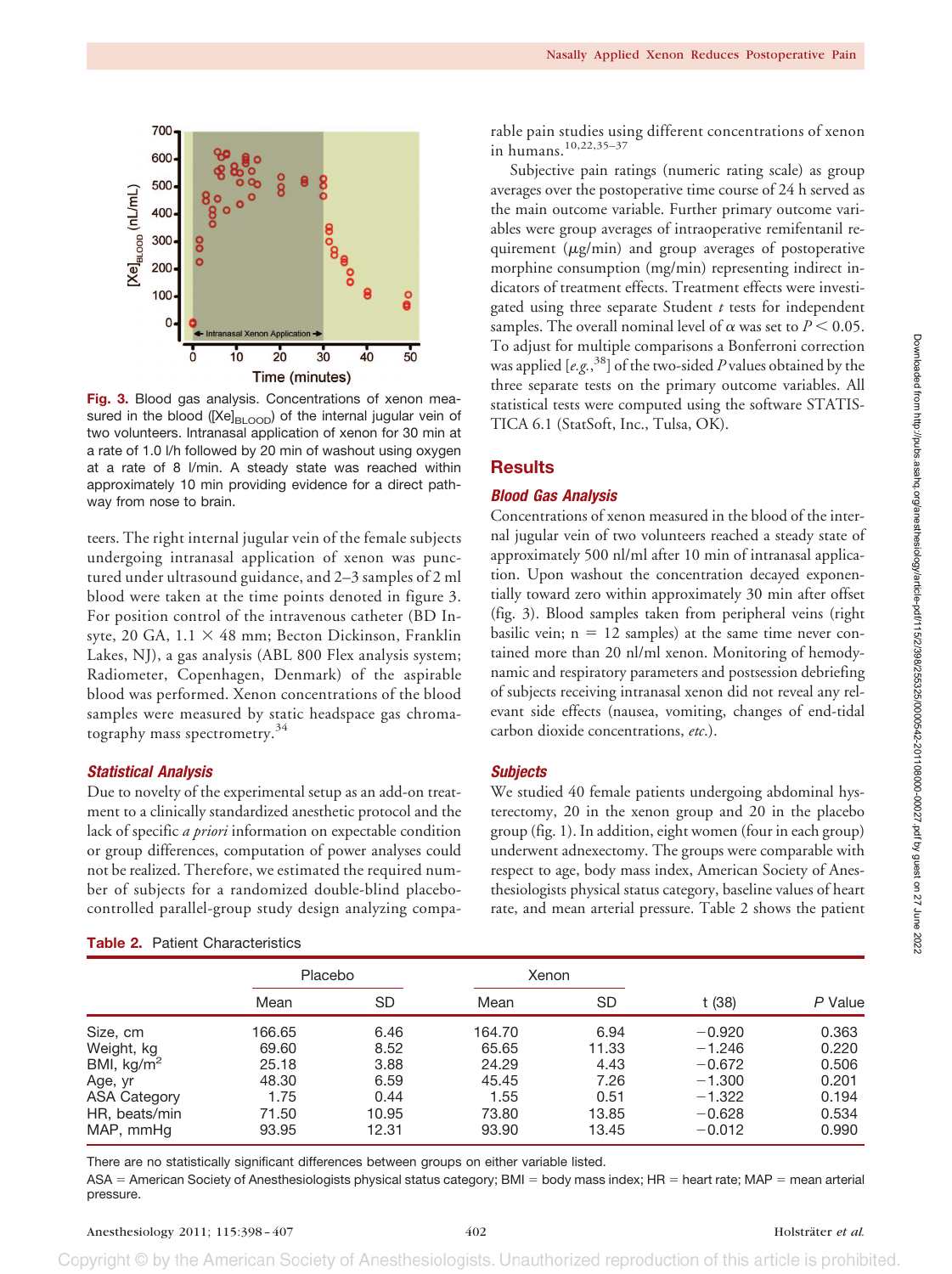**Fig. 3.** Blood gas analysis. Concentrations of xenon measured in the blood ($[Xe]_{BLOOD}$) of the internal jugular vein of two volunteers. Intranasal application of xenon for 30 min at a rate of 1.0 l/h followed by 20 min of washout using oxygen at a rate of 8 l/min. A steady state was reached within approximately 10 min providing evidence for a direct pathway from nose to brain.

teers. The right internal jugular vein of the female subjects undergoing intranasal application of xenon was punctured under ultrasound guidance, and 2–3 samples of 2 ml blood were taken at the time points denoted in figure 3. For position control of the intravenous catheter (BD Insyte, 20 GA, 1.1 × 48 mm; Becton Dickinson, Franklin Lakes, NJ), a gas analysis (ABL 800 Flex analysis system; Radiometer, Copenhagen, Denmark) of the aspirable blood was performed. Xenon concentrations of the blood samples were measured by static headspace gas chromatography mass spectrometry.[34]

### *Statistical Analysis*

Due to novelty of the experimental setup as an add-on treatment to a clinically standardized anesthetic protocol and the lack of specific *a priori* information on expectable condition or group differences, computation of power analyses could not be realized. Therefore, we estimated the required number of subjects for a randomized double-blind placebo-controlled parallel-group study design analyzing comparable pain studies using different concentrations of xenon in humans.[10,22,35–37]

Subjective pain ratings (numeric rating scale) as group averages over the postoperative time course of 24 h served as the main outcome variable. Further primary outcome variables were group averages of intraoperative remifentanil requirement (μg/min) and group averages of postoperative morphine consumption (mg/min) representing indirect indicators of treatment effects. Treatment effects were investigated using three separate Student *t* tests for independent samples. The overall nominal level of α was set to $P < 0.05$. To adjust for multiple comparisons a Bonferroni correction was applied [*e.g.*,[38]] of the two-sided *P* values obtained by the three separate tests on the primary outcome variables. All statistical tests were computed using the software STATISTICA 6.1 (StatSoft, Inc., Tulsa, OK).

## Results

### *Blood Gas Analysis*

Concentrations of xenon measured in the blood of the internal jugular vein of two volunteers reached a steady state of approximately 500 nl/ml after 10 min of intranasal application. Upon washout the concentration decayed exponentially toward zero within approximately 30 min after offset (fig. 3). Blood samples taken from peripheral veins (right basilic vein; n = 12 samples) at the same time never contained more than 20 nl/ml xenon. Monitoring of hemodynamic and respiratory parameters and postsession debriefing of subjects receiving intranasal xenon did not reveal any relevant side effects (nausea, vomiting, changes of end-tidal carbon dioxide concentrations, *etc.*).

### *Subjects*

We studied 40 female patients undergoing abdominal hysterectomy, 20 in the xenon group and 20 in the placebo group (fig. 1). In addition, eight women (four in each group) underwent adnexectomy. The groups were comparable with respect to age, body mass index, American Society of Anesthesiologists physical status category, baseline values of heart rate, and mean arterial pressure. Table 2 shows the patient

**Table 2.** Patient Characteristics

| | Placebo | | Xenon | | | |
|---|---|---|---|---|---|---|
| | Mean | SD | Mean | SD | t (38) | *P* Value |
| Size, cm | 166.65 | 6.46 | 164.70 | 6.94 | −0.920 | 0.363 |
| Weight, kg | 69.60 | 8.52 | 65.65 | 11.33 | −1.246 | 0.220 |
| BMI, kg/m$^2$ | 25.18 | 3.88 | 24.29 | 4.43 | −0.672 | 0.506 |
| Age, yr | 48.30 | 6.59 | 45.45 | 7.26 | −1.300 | 0.201 |
| ASA Category | 1.75 | 0.44 | 1.55 | 0.51 | −1.322 | 0.194 |
| HR, beats/min | 71.50 | 10.95 | 73.80 | 13.85 | −0.628 | 0.534 |
| MAP, mmHg | 93.95 | 12.31 | 93.90 | 13.45 | −0.012 | 0.990 |

There are no statistically significant differences between groups on either variable listed.

ASA = American Society of Anesthesiologists physical status category; BMI = body mass index; HR = heart rate; MAP = mean arterial pressure.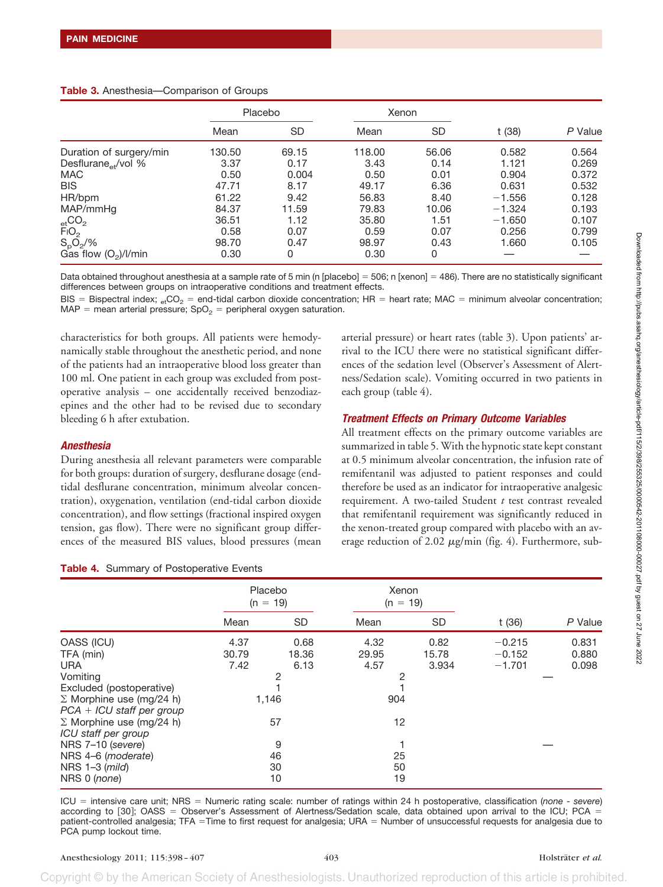**Table 3.** Anesthesia—Comparison of Groups

| | Placebo | | Xenon | | | |
|---|---|---|---|---|---|---|
| | Mean | SD | Mean | SD | t (38) | *P* Value |
| Duration of surgery/min | 130.50 | 69.15 | 118.00 | 56.06 | 0.582 | 0.564 |
| Desflurane$_{et}$/vol % | 3.37 | 0.17 | 3.43 | 0.14 | 1.121 | 0.269 |
| MAC | 0.50 | 0.004 | 0.50 | 0.01 | 0.904 | 0.372 |
| BIS | 47.71 | 8.17 | 49.17 | 6.36 | 0.631 | 0.532 |
| HR/bpm | 61.22 | 9.42 | 56.83 | 8.40 | −1.556 | 0.128 |
| MAP/mmHg | 84.37 | 11.59 | 79.83 | 10.06 | −1.324 | 0.193 |
| $_{et}CO_2$ | 36.51 | 1.12 | 35.80 | 1.51 | −1.650 | 0.107 |
| $FiO_2$ | 0.58 | 0.07 | 0.59 | 0.07 | 0.256 | 0.799 |
| $S_pO_2$/% | 98.70 | 0.47 | 98.97 | 0.43 | 1.660 | 0.105 |
| Gas flow ($O_2$)/l/min | 0.30 | 0 | 0.30 | 0 | — | — |

Data obtained throughout anesthesia at a sample rate of 5 min (n [placebo] = 506; n [xenon] = 486). There are no statistically significant differences between groups on intraoperative conditions and treatment effects.

BIS = Bispectral index; $_{et}CO_2$ = end-tidal carbon dioxide concentration; HR = heart rate; MAC = minimum alveolar concentration; MAP = mean arterial pressure; $SpO_2$ = peripheral oxygen saturation.

characteristics for both groups. All patients were hemodynamically stable throughout the anesthetic period, and none of the patients had an intraoperative blood loss greater than 100 ml. One patient in each group was excluded from postoperative analysis – one accidentally received benzodiazepines and the other had to be revised due to secondary bleeding 6 h after extubation.

### *Anesthesia*

During anesthesia all relevant parameters were comparable for both groups: duration of surgery, desflurane dosage (end-tidal desflurane concentration, minimum alveolar concentration), oxygenation, ventilation (end-tidal carbon dioxide concentration), and flow settings (fractional inspired oxygen tension, gas flow). There were no significant group differences of the measured BIS values, blood pressures (mean arterial pressure) or heart rates (table 3). Upon patients' arrival to the ICU there were no statistical significant differences of the sedation level (Observer's Assessment of Alertness/Sedation scale). Vomiting occurred in two patients in each group (table 4).

### *Treatment Effects on Primary Outcome Variables*

All treatment effects on the primary outcome variables are summarized in table 5. With the hypnotic state kept constant at 0.5 minimum alveolar concentration, the infusion rate of remifentanil was adjusted to patient responses and could therefore be used as an indicator for intraoperative analgesic requirement. A two-tailed Student *t* test contrast revealed that remifentanil requirement was significantly reduced in the xenon-treated group compared with placebo with an average reduction of 2.02 μg/min (fig. 4). Furthermore, sub-

**Table 4.** Summary of Postoperative Events

| | Placebo (n = 19) | | Xenon (n = 19) | | | |
|---|---|---|---|---|---|---|
| | Mean | SD | Mean | SD | t (36) | *P* Value |
| OASS (ICU) | 4.37 | 0.68 | 4.32 | 0.82 | −0.215 | 0.831 |
| TFA (min) | 30.79 | 18.36 | 29.95 | 15.78 | −0.152 | 0.880 |
| URA | 7.42 | 6.13 | 4.57 | 3.934 | −1.701 | 0.098 |
| Vomiting | 2 | | 2 | | | — |
| Excluded (postoperative) | 1 | | 1 | | | |
| Σ Morphine use (mg/24 h) *PCA + ICU staff per group* | 1,146 | | 904 | | | |
| Σ Morphine use (mg/24 h) *ICU staff per group* | 57 | | 12 | | | |
| NRS 7–10 (*severe*) | 9 | | 1 | | | — |
| NRS 4–6 (*moderate*) | 46 | | 25 | | | |
| NRS 1–3 (*mild*) | 30 | | 50 | | | |
| NRS 0 (*none*) | 10 | | 19 | | | |

ICU = intensive care unit; NRS = Numeric rating scale: number of ratings within 24 h postoperative, classification (*none* - *severe*) according to [30]; OASS = Observer's Assessment of Alertness/Sedation scale, data obtained upon arrival to the ICU; PCA = patient-controlled analgesia; TFA =Time to first request for analgesia; URA = Number of unsuccessful requests for analgesia due to PCA pump lockout time.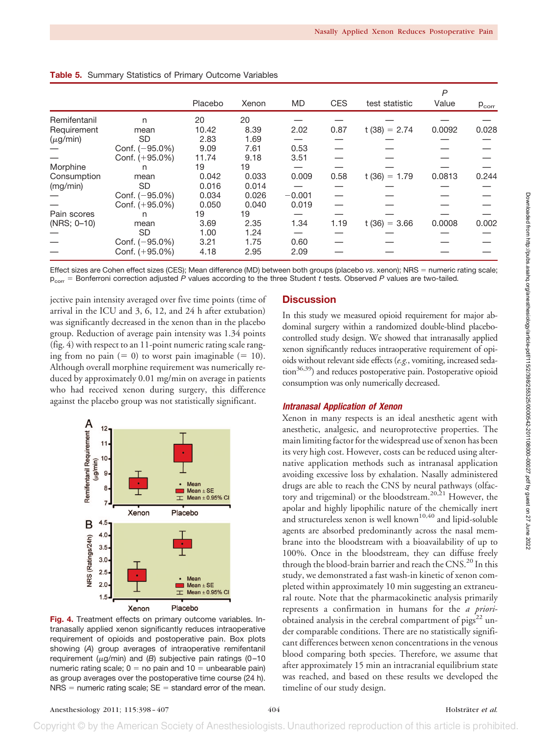**Table 5.** Summary Statistics of Primary Outcome Variables

| | | Placebo | Xenon | MD | CES | test statistic | P Value | $p_{corr}$ |
|---|---|---|---|---|---|---|---|---|
| Remifentanil | n | 20 | 20 | — | — | — | — | — |
| Requirement | mean | 10.42 | 8.39 | 2.02 | 0.87 | t (38) = 2.74 | 0.0092 | 0.028 |
| (μg/min) | SD | 2.83 | 1.69 | — | — | — | — | — |
| — | Conf. (−95.0%) | 9.09 | 7.61 | 0.53 | — | — | — | — |
| — | Conf. (+95.0%) | 11.74 | 9.18 | 3.51 | — | — | — | — |
| Morphine | n | 19 | 19 | — | — | — | — | — |
| Consumption | mean | 0.042 | 0.033 | 0.009 | 0.58 | t (36) = 1.79 | 0.0813 | 0.244 |
| (mg/min) | SD | 0.016 | 0.014 | — | — | — | — | — |
| — | Conf. (−95.0%) | 0.034 | 0.026 | −0.001 | — | — | — | — |
| — | Conf. (+95.0%) | 0.050 | 0.040 | 0.019 | — | — | — | — |
| Pain scores | n | 19 | 19 | — | — | — | — | — |
| (NRS; 0–10) | mean | 3.69 | 2.35 | 1.34 | 1.19 | t (36) = 3.66 | 0.0008 | 0.002 |
| — | SD | 1.00 | 1.24 | — | — | — | — | — |
| — | Conf. (−95.0%) | 3.21 | 1.75 | 0.60 | — | — | — | — |
| — | Conf. (+95.0%) | 4.18 | 2.95 | 2.09 | — | — | — | — |

Effect sizes are Cohen effect sizes (CES); Mean difference (MD) between both groups (placebo *vs.* xenon); NRS = numeric rating scale; $p_{corr}$ = Bonferroni correction adjusted *P* values according to the three Student *t* tests. Observed *P* values are two-tailed.

jective pain intensity averaged over five time points (time of arrival in the ICU and 3, 6, 12, and 24 h after extubation) was significantly decreased in the xenon than in the placebo group. Reduction of average pain intensity was 1.34 points (fig. 4) with respect to an 11-point numeric rating scale ranging from no pain (= 0) to worst pain imaginable (= 10). Although overall morphine requirement was numerically reduced by approximately 0.01 mg/min on average in patients who had received xenon during surgery, this difference against the placebo group was not statistically significant.

**Fig. 4.** Treatment effects on primary outcome variables. Intranasally applied xenon significantly reduces intraoperative requirement of opioids and postoperative pain. Box plots showing (*A*) group averages of intraoperative remifentanil requirement (μg/min) and (*B*) subjective pain ratings (0–10 numeric rating scale; 0 = no pain and 10 = unbearable pain) as group averages over the postoperative time course (24 h). NRS = numeric rating scale; SE = standard error of the mean.

## Discussion

In this study we measured opioid requirement for major abdominal surgery within a randomized double-blind placebo-controlled study design. We showed that intranasally applied xenon significantly reduces intraoperative requirement of opioids without relevant side effects (*e.g.*, vomiting, increased sedation[36,39]) and reduces postoperative pain. Postoperative opioid consumption was only numerically decreased.

### *Intranasal Application of Xenon*

Xenon in many respects is an ideal anesthetic agent with anesthetic, analgesic, and neuroprotective properties. The main limiting factor for the widespread use of xenon has been its very high cost. However, costs can be reduced using alternative application methods such as intranasal application avoiding excessive loss by exhalation. Nasally administered drugs are able to reach the CNS by neural pathways (olfactory and trigeminal) or the bloodstream.[20,21] However, the apolar and highly lipophilic nature of the chemically inert and structureless xenon is well known[10,40] and lipid-soluble agents are absorbed predominantly across the nasal membrane into the bloodstream with a bioavailability of up to 100%. Once in the bloodstream, they can diffuse freely through the blood-brain barrier and reach the CNS.[20] In this study, we demonstrated a fast wash-in kinetic of xenon completed within approximately 10 min suggesting an extraneural route. Note that the pharmacokinetic analysis primarily represents a confirmation in humans for the *a priori*-obtained analysis in the cerebral compartment of pigs[22] under comparable conditions. There are no statistically significant differences between xenon concentrations in the venous blood comparing both species. Therefore, we assume that after approximately 15 min an intracranial equilibrium state was reached, and based on these results we developed the timeline of our study design.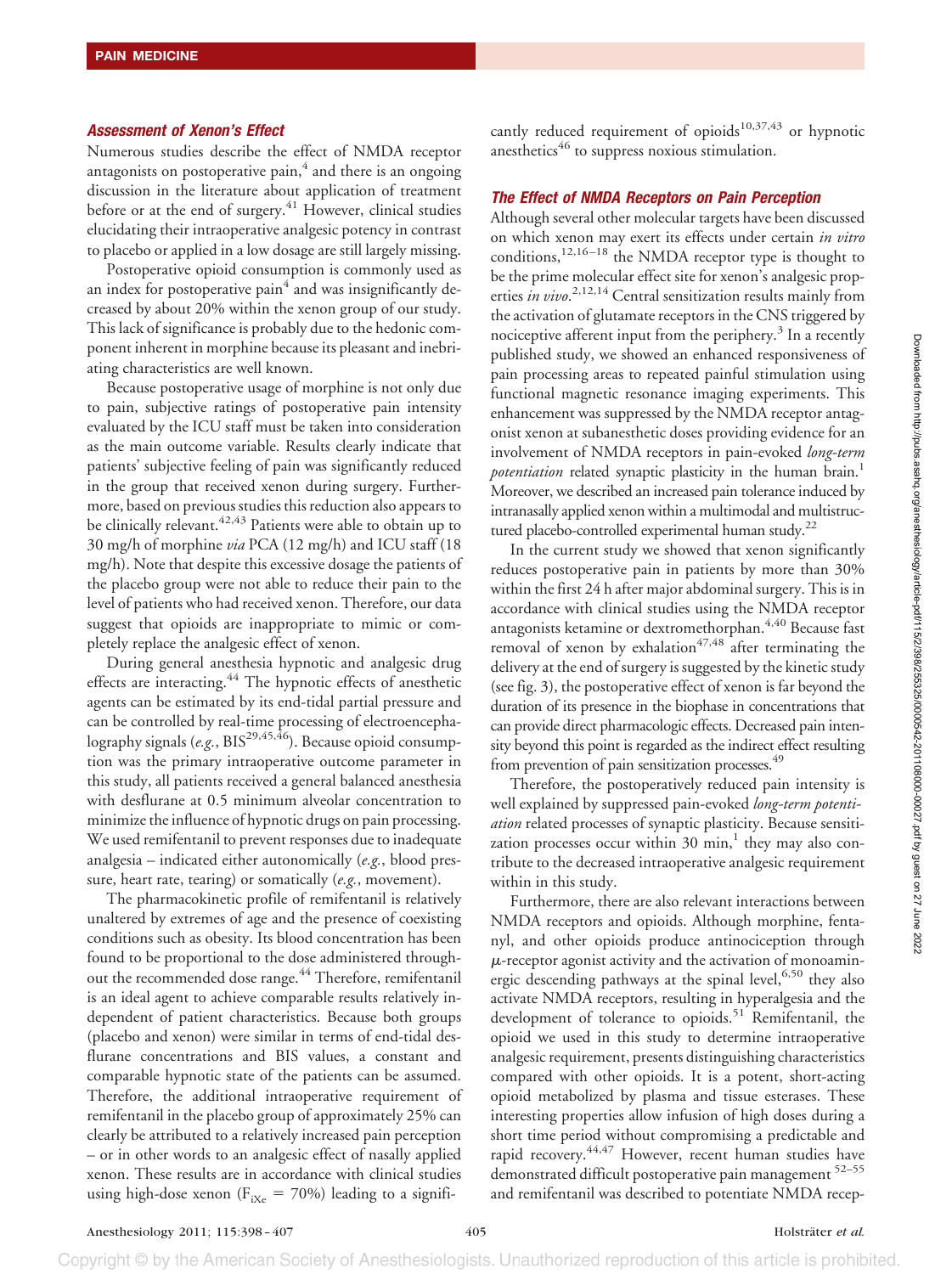### *Assessment of Xenon's Effect*

Numerous studies describe the effect of NMDA receptor antagonists on postoperative pain,[4] and there is an ongoing discussion in the literature about application of treatment before or at the end of surgery.[41] However, clinical studies elucidating their intraoperative analgesic potency in contrast to placebo or applied in a low dosage are still largely missing.

Postoperative opioid consumption is commonly used as an index for postoperative pain[4] and was insignificantly decreased by about 20% within the xenon group of our study. This lack of significance is probably due to the hedonic component inherent in morphine because its pleasant and inebriating characteristics are well known.

Because postoperative usage of morphine is not only due to pain, subjective ratings of postoperative pain intensity evaluated by the ICU staff must be taken into consideration as the main outcome variable. Results clearly indicate that patients' subjective feeling of pain was significantly reduced in the group that received xenon during surgery. Furthermore, based on previous studies this reduction also appears to be clinically relevant.[42,43] Patients were able to obtain up to 30 mg/h of morphine *via* PCA (12 mg/h) and ICU staff (18 mg/h). Note that despite this excessive dosage the patients of the placebo group were not able to reduce their pain to the level of patients who had received xenon. Therefore, our data suggest that opioids are inappropriate to mimic or completely replace the analgesic effect of xenon.

During general anesthesia hypnotic and analgesic drug effects are interacting.[44] The hypnotic effects of anesthetic agents can be estimated by its end-tidal partial pressure and can be controlled by real-time processing of electroencephalography signals (*e.g.*, BIS[29,45,46]). Because opioid consumption was the primary intraoperative outcome parameter in this study, all patients received a general balanced anesthesia with desflurane at 0.5 minimum alveolar concentration to minimize the influence of hypnotic drugs on pain processing. We used remifentanil to prevent responses due to inadequate analgesia – indicated either autonomically (*e.g.*, blood pressure, heart rate, tearing) or somatically (*e.g.*, movement).

The pharmacokinetic profile of remifentanil is relatively unaltered by extremes of age and the presence of coexisting conditions such as obesity. Its blood concentration has been found to be proportional to the dose administered throughout the recommended dose range.[44] Therefore, remifentanil is an ideal agent to achieve comparable results relatively independent of patient characteristics. Because both groups (placebo and xenon) were similar in terms of end-tidal desflurane concentrations and BIS values, a constant and comparable hypnotic state of the patients can be assumed. Therefore, the additional intraoperative requirement of remifentanil in the placebo group of approximately 25% can clearly be attributed to a relatively increased pain perception – or in other words to an analgesic effect of nasally applied xenon. These results are in accordance with clinical studies using high-dose xenon ($F_{iXe}$ = 70%) leading to a significantly reduced requirement of opioids[10,37,43] or hypnotic anesthetics[46] to suppress noxious stimulation.

### *The Effect of NMDA Receptors on Pain Perception*

Although several other molecular targets have been discussed on which xenon may exert its effects under certain *in vitro* conditions,[12,16–18] the NMDA receptor type is thought to be the prime molecular effect site for xenon's analgesic properties *in vivo*.[2,12,14] Central sensitization results mainly from the activation of glutamate receptors in the CNS triggered by nociceptive afferent input from the periphery.[3] In a recently published study, we showed an enhanced responsiveness of pain processing areas to repeated painful stimulation using functional magnetic resonance imaging experiments. This enhancement was suppressed by the NMDA receptor antagonist xenon at subanesthetic doses providing evidence for an involvement of NMDA receptors in pain-evoked *long-term potentiation* related synaptic plasticity in the human brain.[1] Moreover, we described an increased pain tolerance induced by intranasally applied xenon within a multimodal and multistructured placebo-controlled experimental human study.[22]

In the current study we showed that xenon significantly reduces postoperative pain in patients by more than 30% within the first 24 h after major abdominal surgery. This is in accordance with clinical studies using the NMDA receptor antagonists ketamine or dextromethorphan.[4,40] Because fast removal of xenon by exhalation[47,48] after terminating the delivery at the end of surgery is suggested by the kinetic study (see fig. 3), the postoperative effect of xenon is far beyond the duration of its presence in the biophase in concentrations that can provide direct pharmacologic effects. Decreased pain intensity beyond this point is regarded as the indirect effect resulting from prevention of pain sensitization processes.[49]

Therefore, the postoperatively reduced pain intensity is well explained by suppressed pain-evoked *long-term potentiation* related processes of synaptic plasticity. Because sensitization processes occur within 30 min,[1] they may also contribute to the decreased intraoperative analgesic requirement within in this study.

Furthermore, there are also relevant interactions between NMDA receptors and opioids. Although morphine, fentanyl, and other opioids produce antinociception through $\mu$-receptor agonist activity and the activation of monoaminergic descending pathways at the spinal level,[6,50] they also activate NMDA receptors, resulting in hyperalgesia and the development of tolerance to opioids.[51] Remifentanil, the opioid we used in this study to determine intraoperative analgesic requirement, presents distinguishing characteristics compared with other opioids. It is a potent, short-acting opioid metabolized by plasma and tissue esterases. These interesting properties allow infusion of high doses during a short time period without compromising a predictable and rapid recovery.[44,47] However, recent human studies have demonstrated difficult postoperative pain management [52–55] and remifentanil was described to potentiate NMDA recep-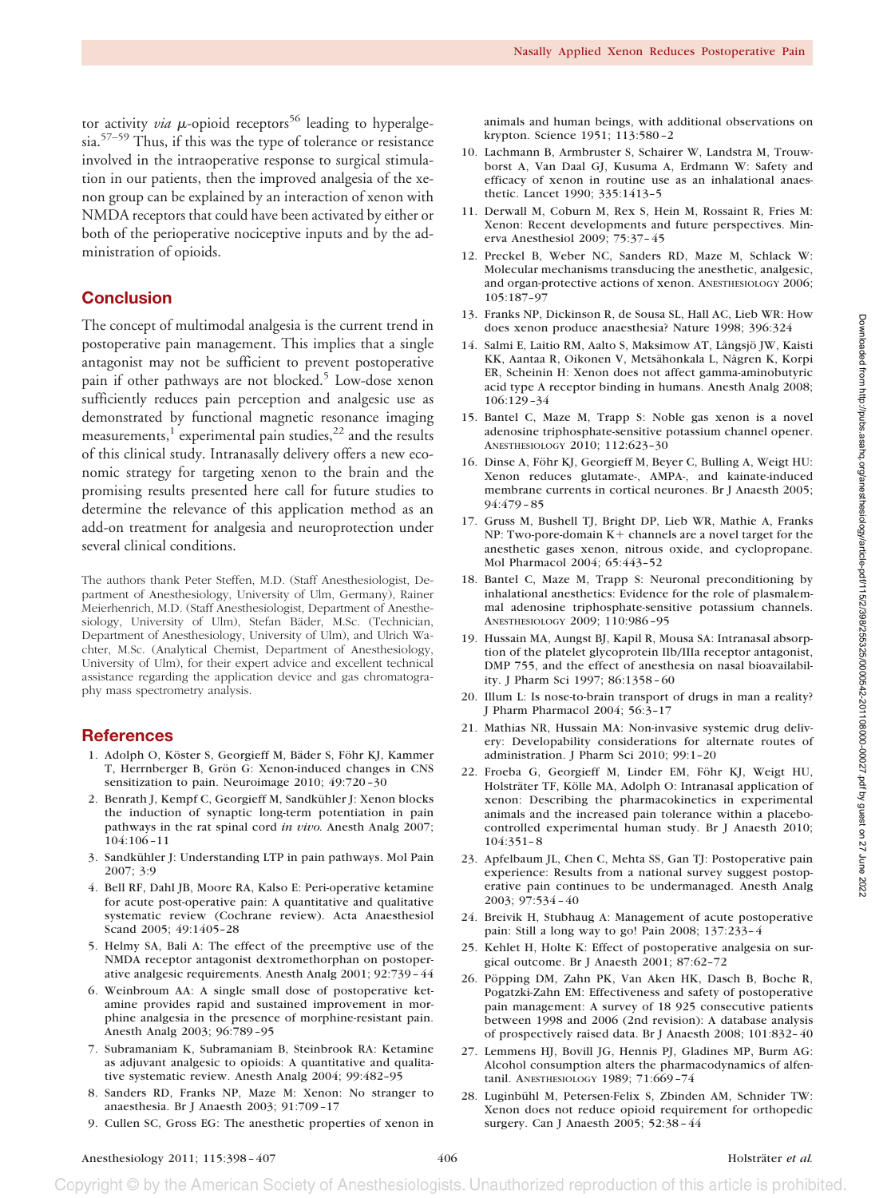tor activity *via* $\mu$-opioid receptors[56] leading to hyperalgesia.[57–59] Thus, if this was the type of tolerance or resistance involved in the intraoperative response to surgical stimulation in our patients, then the improved analgesia of the xenon group can be explained by an interaction of xenon with NMDA receptors that could have been activated by either or both of the perioperative nociceptive inputs and by the administration of opioids.

## Conclusion

The concept of multimodal analgesia is the current trend in postoperative pain management. This implies that a single antagonist may not be sufficient to prevent postoperative pain if other pathways are not blocked.[5] Low-dose xenon sufficiently reduces pain perception and analgesic use as demonstrated by functional magnetic resonance imaging measurements,[1] experimental pain studies,[22] and the results of this clinical study. Intranasally delivery offers a new economic strategy for targeting xenon to the brain and the promising results presented here call for future studies to determine the relevance of this application method as an add-on treatment for analgesia and neuroprotection under several clinical conditions.

The authors thank Peter Steffen, M.D. (Staff Anesthesiologist, Department of Anesthesiology, University of Ulm, Germany), Rainer Meierhenrich, M.D. (Staff Anesthesiologist, Department of Anesthesiology, University of Ulm), Stefan Bäder, M.Sc. (Technician, Department of Anesthesiology, University of Ulm), and Ulrich Wachter, M.Sc. (Analytical Chemist, Department of Anesthesiology, University of Ulm), for their expert advice and excellent technical assistance regarding the application device and gas chromatography mass spectrometry analysis.

## References

1. Adolph O, Köster S, Georgieff M, Bäder S, Föhr KJ, Kammer T, Herrnberger B, Grön G: Xenon-induced changes in CNS sensitization to pain. Neuroimage 2010; 49:720–30
2. Benrath J, Kempf C, Georgieff M, Sandkühler J: Xenon blocks the induction of synaptic long-term potentiation in pain pathways in the rat spinal cord *in vivo*. Anesth Analg 2007; 104:106–11
3. Sandkühler J: Understanding LTP in pain pathways. Mol Pain 2007; 3:9
4. Bell RF, Dahl JB, Moore RA, Kalso E: Peri-operative ketamine for acute post-operative pain: A quantitative and qualitative systematic review (Cochrane review). Acta Anaesthesiol Scand 2005; 49:1405–28
5. Helmy SA, Bali A: The effect of the preemptive use of the NMDA receptor antagonist dextromethorphan on postoperative analgesic requirements. Anesth Analg 2001; 92:739–44
6. Weinbroum AA: A single small dose of postoperative ketamine provides rapid and sustained improvement in morphine analgesia in the presence of morphine-resistant pain. Anesth Analg 2003; 96:789–95
7. Subramaniam K, Subramaniam B, Steinbrook RA: Ketamine as adjuvant analgesic to opioids: A quantitative and qualitative systematic review. Anesth Analg 2004; 99:482–95
8. Sanders RD, Franks NP, Maze M: Xenon: No stranger to anaesthesia. Br J Anaesth 2003; 91:709–17
9. Cullen SC, Gross EG: The anesthetic properties of xenon in animals and human beings, with additional observations on krypton. Science 1951; 113:580–2
10. Lachmann B, Armbruster S, Schairer W, Landstra M, Trouwborst A, Van Daal GJ, Kusuma A, Erdmann W: Safety and efficacy of xenon in routine use as an inhalational anaesthetic. Lancet 1990; 335:1413–5
11. Derwall M, Coburn M, Rex S, Hein M, Rossaint R, Fries M: Xenon: Recent developments and future perspectives. Minerva Anesthesiol 2009; 75:37–45
12. Preckel B, Weber NC, Sanders RD, Maze M, Schlack W: Molecular mechanisms transducing the anesthetic, analgesic, and organ-protective actions of xenon. Anesthesiology 2006; 105:187–97
13. Franks NP, Dickinson R, de Sousa SL, Hall AC, Lieb WR: How does xenon produce anaesthesia? Nature 1998; 396:324
14. Salmi E, Laitio RM, Aalto S, Maksimow AT, Långsjö JW, Kaisti KK, Aantaa R, Oikonen V, Metsähonkala L, Någren K, Korpi ER, Scheinin H: Xenon does not affect gamma-aminobutyric acid type A receptor binding in humans. Anesth Analg 2008; 106:129–34
15. Bantel C, Maze M, Trapp S: Noble gas xenon is a novel adenosine triphosphate-sensitive potassium channel opener. Anesthesiology 2010; 112:623–30
16. Dinse A, Föhr KJ, Georgieff M, Beyer C, Bulling A, Weigt HU: Xenon reduces glutamate-, AMPA-, and kainate-induced membrane currents in cortical neurones. Br J Anaesth 2005; 94:479–85
17. Gruss M, Bushell TJ, Bright DP, Lieb WR, Mathie A, Franks NP: Two-pore-domain K+ channels are a novel target for the anesthetic gases xenon, nitrous oxide, and cyclopropane. Mol Pharmacol 2004; 65:443–52
18. Bantel C, Maze M, Trapp S: Neuronal preconditioning by inhalational anesthetics: Evidence for the role of plasmalemmal adenosine triphosphate-sensitive potassium channels. Anesthesiology 2009; 110:986–95
19. Hussain MA, Aungst BJ, Kapil R, Mousa SA: Intranasal absorption of the platelet glycoprotein IIb/IIIa receptor antagonist, DMP 755, and the effect of anesthesia on nasal bioavailability. J Pharm Sci 1997; 86:1358–60
20. Illum L: Is nose-to-brain transport of drugs in man a reality? J Pharm Pharmacol 2004; 56:3–17
21. Mathias NR, Hussain MA: Non-invasive systemic drug delivery: Developability considerations for alternate routes of administration. J Pharm Sci 2010; 99:1–20
22. Froeba G, Georgieff M, Linder EM, Föhr KJ, Weigt HU, Holsträter TF, Kölle MA, Adolph O: Intranasal application of xenon: Describing the pharmacokinetics in experimental animals and the increased pain tolerance within a placebo-controlled experimental human study. Br J Anaesth 2010; 104:351–8
23. Apfelbaum JL, Chen C, Mehta SS, Gan TJ: Postoperative pain experience: Results from a national survey suggest postoperative pain continues to be undermanaged. Anesth Analg 2003; 97:534–40
24. Breivik H, Stubhaug A: Management of acute postoperative pain: Still a long way to go! Pain 2008; 137:233–4
25. Kehlet H, Holte K: Effect of postoperative analgesia on surgical outcome. Br J Anaesth 2001; 87:62–72
26. Pöpping DM, Zahn PK, Van Aken HK, Dasch B, Boche R, Pogatzki-Zahn EM: Effectiveness and safety of postoperative pain management: A survey of 18 925 consecutive patients between 1998 and 2006 (2nd revision): A database analysis of prospectively raised data. Br J Anaesth 2008; 101:832–40
27. Lemmens HJ, Bovill JG, Hennis PJ, Gladines MP, Burm AG: Alcohol consumption alters the pharmacodynamics of alfentanil. Anesthesiology 1989; 71:669–74
28. Luginbühl M, Petersen-Felix S, Zbinden AM, Schnider TW: Xenon does not reduce opioid requirement for orthopedic surgery. Can J Anaesth 2005; 52:38–44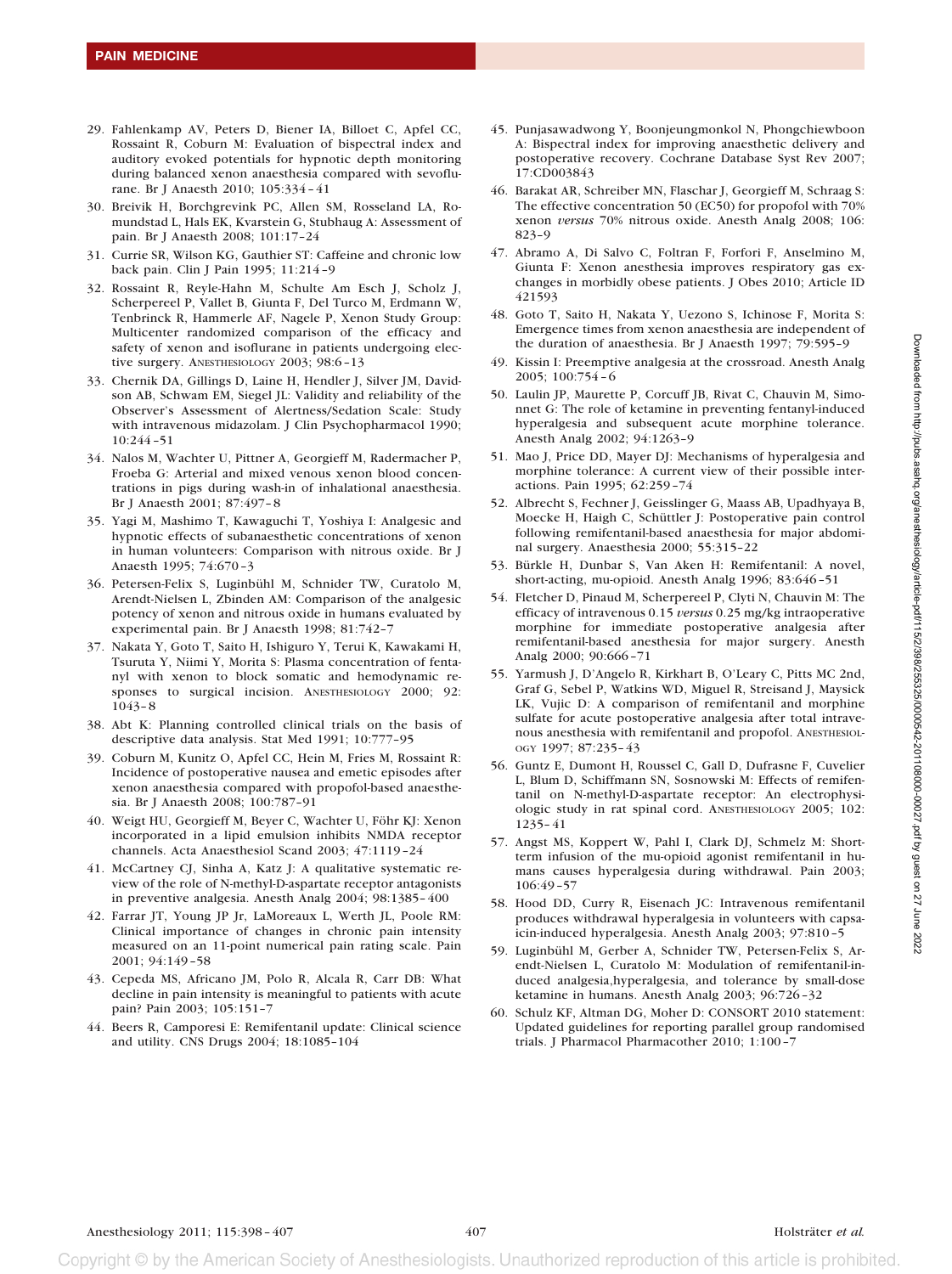29. Fahlenkamp AV, Peters D, Biener IA, Billoet C, Apfel CC, Rossaint R, Coburn M: Evaluation of bispectral index and auditory evoked potentials for hypnotic depth monitoring during balanced xenon anaesthesia compared with sevoflurane. Br J Anaesth 2010; 105:334–41
30. Breivik H, Borchgrevink PC, Allen SM, Rosseland LA, Romundstad L, Hals EK, Kvarstein G, Stubhaug A: Assessment of pain. Br J Anaesth 2008; 101:17–24
31. Currie SR, Wilson KG, Gauthier ST: Caffeine and chronic low back pain. Clin J Pain 1995; 11:214–9
32. Rossaint R, Reyle-Hahn M, Schulte Am Esch J, Scholz J, Scherpereel P, Vallet B, Giunta F, Del Turco M, Erdmann W, Tenbrinck R, Hammerle AF, Nagele P, Xenon Study Group: Multicenter randomized comparison of the efficacy and safety of xenon and isoflurane in patients undergoing elective surgery. ANESTHESIOLOGY 2003; 98:6–13
33. Chernik DA, Gillings D, Laine H, Hendler J, Silver JM, Davidson AB, Schwam EM, Siegel JL: Validity and reliability of the Observer's Assessment of Alertness/Sedation Scale: Study with intravenous midazolam. J Clin Psychopharmacol 1990; 10:244–51
34. Nalos M, Wachter U, Pittner A, Georgieff M, Radermacher P, Froeba G: Arterial and mixed venous xenon blood concentrations in pigs during wash-in of inhalational anaesthesia. Br J Anaesth 2001; 87:497–8
35. Yagi M, Mashimo T, Kawaguchi T, Yoshiya I: Analgesic and hypnotic effects of subanaesthetic concentrations of xenon in human volunteers: Comparison with nitrous oxide. Br J Anaesth 1995; 74:670–3
36. Petersen-Felix S, Luginbühl M, Schnider TW, Curatolo M, Arendt-Nielsen L, Zbinden AM: Comparison of the analgesic potency of xenon and nitrous oxide in humans evaluated by experimental pain. Br J Anaesth 1998; 81:742–7
37. Nakata Y, Goto T, Saito H, Ishiguro Y, Terui K, Kawakami H, Tsuruta Y, Niimi Y, Morita S: Plasma concentration of fentanyl with xenon to block somatic and hemodynamic responses to surgical incision. ANESTHESIOLOGY 2000; 92:1043–8
38. Abt K: Planning controlled clinical trials on the basis of descriptive data analysis. Stat Med 1991; 10:777–95
39. Coburn M, Kunitz O, Apfel CC, Hein M, Fries M, Rossaint R: Incidence of postoperative nausea and emetic episodes after xenon anaesthesia compared with propofol-based anaesthesia. Br J Anaesth 2008; 100:787–91
40. Weigt HU, Georgieff M, Beyer C, Wachter U, Föhr KJ: Xenon incorporated in a lipid emulsion inhibits NMDA receptor channels. Acta Anaesthesiol Scand 2003; 47:1119–24
41. McCartney CJ, Sinha A, Katz J: A qualitative systematic review of the role of N-methyl-D-aspartate receptor antagonists in preventive analgesia. Anesth Analg 2004; 98:1385–400
42. Farrar JT, Young JP Jr, LaMoreaux L, Werth JL, Poole RM: Clinical importance of changes in chronic pain intensity measured on an 11-point numerical pain rating scale. Pain 2001; 94:149–58
43. Cepeda MS, Africano JM, Polo R, Alcala R, Carr DB: What decline in pain intensity is meaningful to patients with acute pain? Pain 2003; 105:151–7
44. Beers R, Camporesi E: Remifentanil update: Clinical science and utility. CNS Drugs 2004; 18:1085–104
45. Punjasawadwong Y, Boonjeungmonkol N, Phongchiewboon A: Bispectral index for improving anaesthetic delivery and postoperative recovery. Cochrane Database Syst Rev 2007; 17:CD003843
46. Barakat AR, Schreiber MN, Flaschar J, Georgieff M, Schraag S: The effective concentration 50 (EC50) for propofol with 70% xenon *versus* 70% nitrous oxide. Anesth Analg 2008; 106:823–9
47. Abramo A, Di Salvo C, Foltran F, Forfori F, Anselmino M, Giunta F: Xenon anesthesia improves respiratory gas exchanges in morbidly obese patients. J Obes 2010; Article ID 421593
48. Goto T, Saito H, Nakata Y, Uezono S, Ichinose F, Morita S: Emergence times from xenon anaesthesia are independent of the duration of anaesthesia. Br J Anaesth 1997; 79:595–9
49. Kissin I: Preemptive analgesia at the crossroad. Anesth Analg 2005; 100:754–6
50. Laulin JP, Maurette P, Corcuff JB, Rivat C, Chauvin M, Simonnet G: The role of ketamine in preventing fentanyl-induced hyperalgesia and subsequent acute morphine tolerance. Anesth Analg 2002; 94:1263–9
51. Mao J, Price DD, Mayer DJ: Mechanisms of hyperalgesia and morphine tolerance: A current view of their possible interactions. Pain 1995; 62:259–74
52. Albrecht S, Fechner J, Geisslinger G, Maass AB, Upadhyaya B, Moecke H, Haigh C, Schüttler J: Postoperative pain control following remifentanil-based anaesthesia for major abdominal surgery. Anaesthesia 2000; 55:315–22
53. Bürkle H, Dunbar S, Van Aken H: Remifentanil: A novel, short-acting, mu-opioid. Anesth Analg 1996; 83:646–51
54. Fletcher D, Pinaud M, Scherpereel P, Clyti N, Chauvin M: The efficacy of intravenous 0.15 *versus* 0.25 mg/kg intraoperative morphine for immediate postoperative analgesia after remifentanil-based anesthesia for major surgery. Anesth Analg 2000; 90:666–71
55. Yarmush J, D'Angelo R, Kirkhart B, O'Leary C, Pitts MC 2nd, Graf G, Sebel P, Watkins WD, Miguel R, Streisand J, Maysick LK, Vujic D: A comparison of remifentanil and morphine sulfate for acute postoperative analgesia after total intravenous anesthesia with remifentanil and propofol. ANESTHESIOLOGY 1997; 87:235–43
56. Guntz E, Dumont H, Roussel C, Gall D, Dufrasne F, Cuvelier L, Blum D, Schiffmann SN, Sosnowski M: Effects of remifentanil on N-methyl-D-aspartate receptor: An electrophysiologic study in rat spinal cord. ANESTHESIOLOGY 2005; 102:1235–41
57. Angst MS, Koppert W, Pahl I, Clark DJ, Schmelz M: Short-term infusion of the mu-opioid agonist remifentanil in humans causes hyperalgesia during withdrawal. Pain 2003; 106:49–57
58. Hood DD, Curry R, Eisenach JC: Intravenous remifentanil produces withdrawal hyperalgesia in volunteers with capsaicin-induced hyperalgesia. Anesth Analg 2003; 97:810–5
59. Luginbühl M, Gerber A, Schnider TW, Petersen-Felix S, Arendt-Nielsen L, Curatolo M: Modulation of remifentanil-induced analgesia,hyperalgesia, and tolerance by small-dose ketamine in humans. Anesth Analg 2003; 96:726–32
60. Schulz KF, Altman DG, Moher D: CONSORT 2010 statement: Updated guidelines for reporting parallel group randomised trials. J Pharmacol Pharmacother 2010; 1:100–7